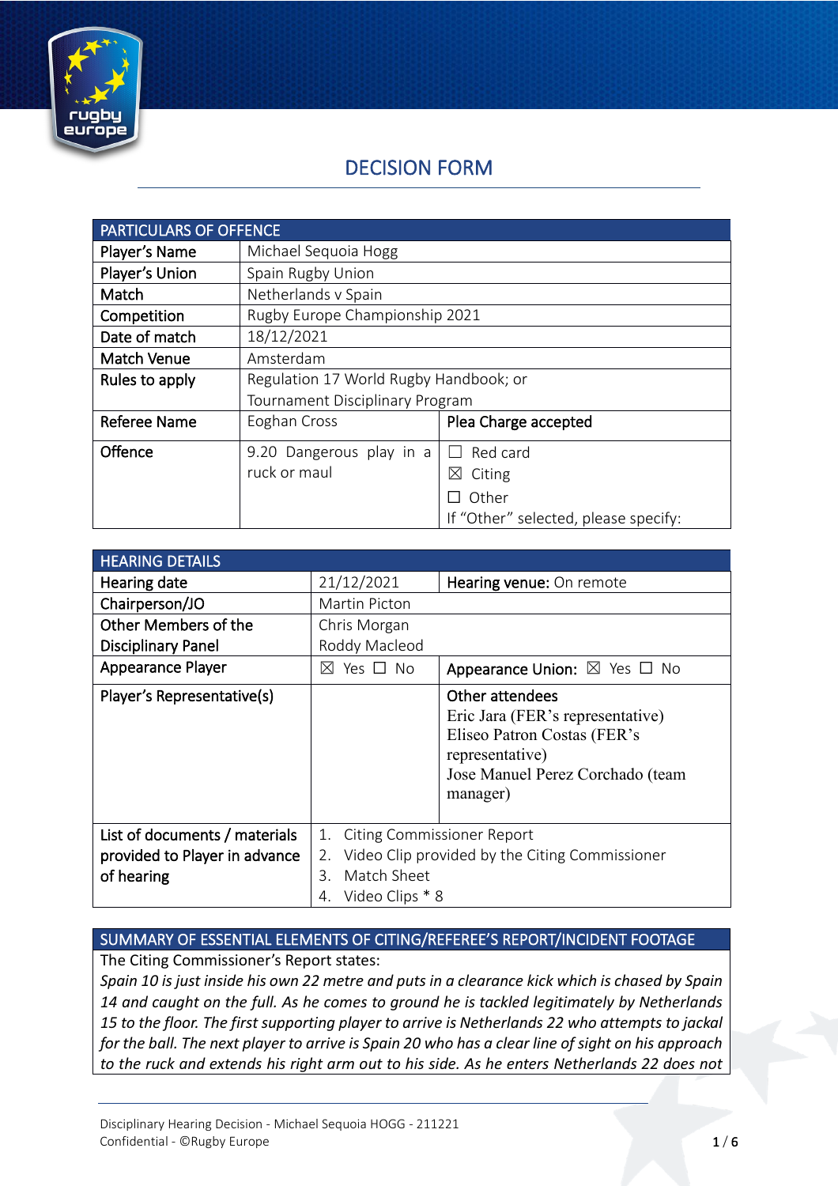# DECISION FORM

| PARTICULARS OF OFFENCE | | |
|---|---|---|
| Player's Name | Michael Sequoia Hogg | |
| Player's Union | Spain Rugby Union | |
| Match | Netherlands v Spain | |
| Competition | Rugby Europe Championship 2021 | |
| Date of match | 18/12/2021 | |
| Match Venue | Amsterdam | |
| Rules to apply | Regulation 17 World Rugby Handbook; or Tournament Disciplinary Program | |
| Referee Name | Eoghan Cross | Plea Charge accepted |
| Offence | 9.20 Dangerous play in a ruck or maul | ☐ Red card<br>☒ Citing<br>☐ Other<br>If "Other" selected, please specify: |

| HEARING DETAILS | | |
|---|---|---|
| Hearing date | 21/12/2021 | Hearing venue: On remote |
| Chairperson/JO | Martin Picton | |
| Other Members of the Disciplinary Panel | Chris Morgan<br>Roddy Macleod | |
| Appearance Player | ☒ Yes ☐ No | Appearance Union: ☒ Yes ☐ No |
| Player's Representative(s) | | Other attendees<br>Eric Jara (FER's representative)<br>Eliseo Patron Costas (FER's representative)<br>Jose Manuel Perez Corchado (team manager) |
| List of documents / materials provided to Player in advance of hearing | 1. Citing Commissioner Report<br>2. Video Clip provided by the Citing Commissioner<br>3. Match Sheet<br>4. Video Clips * 8 | |

| SUMMARY OF ESSENTIAL ELEMENTS OF CITING/REFEREE'S REPORT/INCIDENT FOOTAGE |
|---|
| The Citing Commissioner's Report states:<br>*Spain 10 is just inside his own 22 metre and puts in a clearance kick which is chased by Spain 14 and caught on the full. As he comes to ground he is tackled legitimately by Netherlands 15 to the floor. The first supporting player to arrive is Netherlands 22 who attempts to jackal for the ball. The next player to arrive is Spain 20 who has a clear line of sight on his approach to the ruck and extends his right arm out to his side. As he enters Netherlands 22 does not* |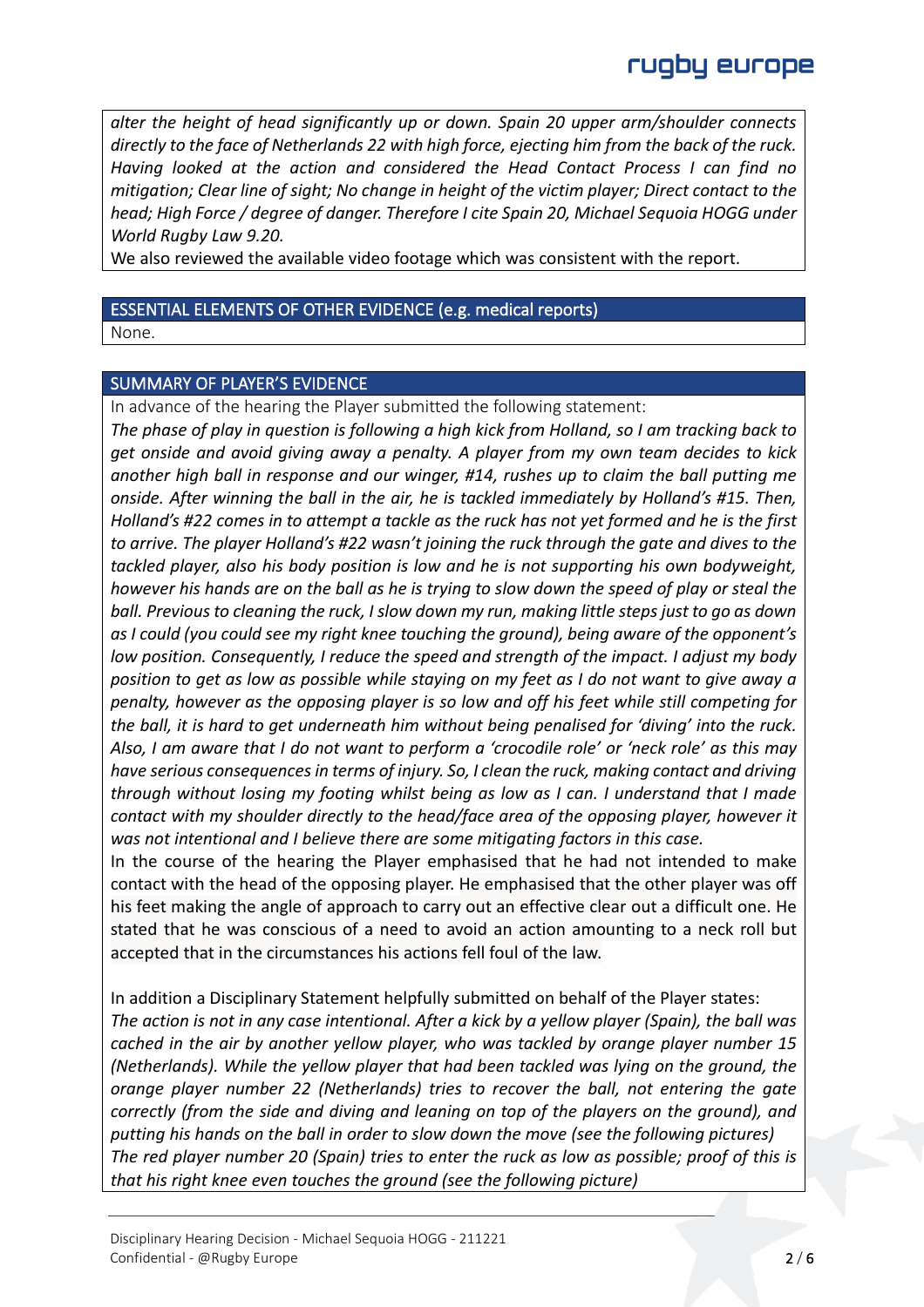*alter the height of head significantly up or down. Spain 20 upper arm/shoulder connects directly to the face of Netherlands 22 with high force, ejecting him from the back of the ruck. Having looked at the action and considered the Head Contact Process I can find no mitigation; Clear line of sight; No change in height of the victim player; Direct contact to the head; High Force / degree of danger. Therefore I cite Spain 20, Michael Sequoia HOGG under World Rugby Law 9.20.*

We also reviewed the available video footage which was consistent with the report.

## ESSENTIAL ELEMENTS OF OTHER EVIDENCE (e.g. medical reports)

None.

## SUMMARY OF PLAYER'S EVIDENCE

In advance of the hearing the Player submitted the following statement:

*The phase of play in question is following a high kick from Holland, so I am tracking back to get onside and avoid giving away a penalty. A player from my own team decides to kick another high ball in response and our winger, #14, rushes up to claim the ball putting me onside. After winning the ball in the air, he is tackled immediately by Holland's #15. Then, Holland's #22 comes in to attempt a tackle as the ruck has not yet formed and he is the first to arrive. The player Holland's #22 wasn't joining the ruck through the gate and dives to the tackled player, also his body position is low and he is not supporting his own bodyweight, however his hands are on the ball as he is trying to slow down the speed of play or steal the ball. Previous to cleaning the ruck, I slow down my run, making little steps just to go as down as I could (you could see my right knee touching the ground), being aware of the opponent's low position. Consequently, I reduce the speed and strength of the impact. I adjust my body position to get as low as possible while staying on my feet as I do not want to give away a penalty, however as the opposing player is so low and off his feet while still competing for the ball, it is hard to get underneath him without being penalised for 'diving' into the ruck. Also, I am aware that I do not want to perform a 'crocodile role' or 'neck role' as this may have serious consequences in terms of injury. So, I clean the ruck, making contact and driving through without losing my footing whilst being as low as I can. I understand that I made contact with my shoulder directly to the head/face area of the opposing player, however it was not intentional and I believe there are some mitigating factors in this case.*

In the course of the hearing the Player emphasised that he had not intended to make contact with the head of the opposing player. He emphasised that the other player was off his feet making the angle of approach to carry out an effective clear out a difficult one. He stated that he was conscious of a need to avoid an action amounting to a neck roll but accepted that in the circumstances his actions fell foul of the law.

In addition a Disciplinary Statement helpfully submitted on behalf of the Player states:

*The action is not in any case intentional. After a kick by a yellow player (Spain), the ball was cached in the air by another yellow player, who was tackled by orange player number 15 (Netherlands). While the yellow player that had been tackled was lying on the ground, the orange player number 22 (Netherlands) tries to recover the ball, not entering the gate correctly (from the side and diving and leaning on top of the players on the ground), and putting his hands on the ball in order to slow down the move (see the following pictures)*

*The red player number 20 (Spain) tries to enter the ruck as low as possible; proof of this is that his right knee even touches the ground (see the following picture)*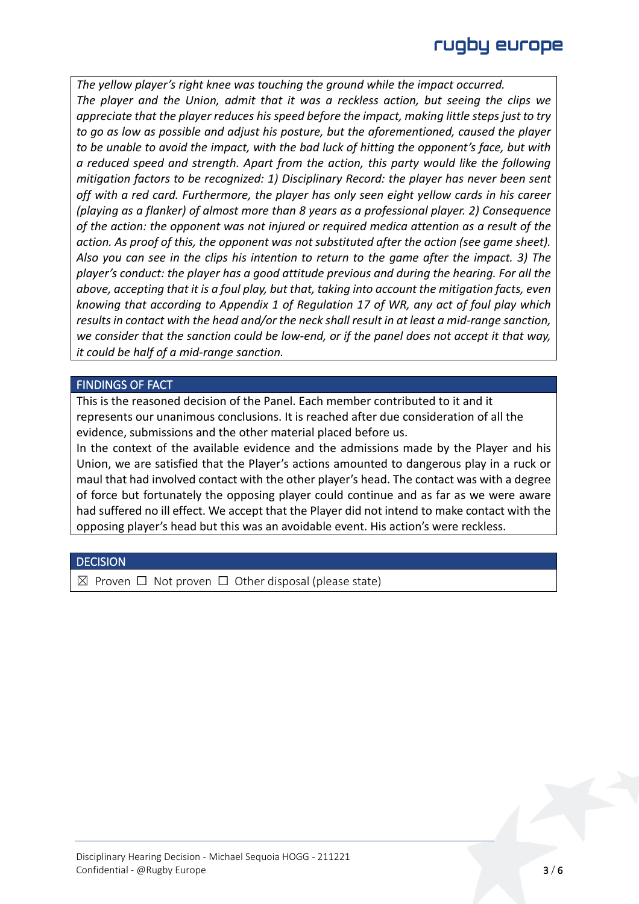*The yellow player's right knee was touching the ground while the impact occurred. The player and the Union, admit that it was a reckless action, but seeing the clips we appreciate that the player reduces his speed before the impact, making little steps just to try to go as low as possible and adjust his posture, but the aforementioned, caused the player to be unable to avoid the impact, with the bad luck of hitting the opponent's face, but with a reduced speed and strength. Apart from the action, this party would like the following mitigation factors to be recognized: 1) Disciplinary Record: the player has never been sent off with a red card. Furthermore, the player has only seen eight yellow cards in his career (playing as a flanker) of almost more than 8 years as a professional player. 2) Consequence of the action: the opponent was not injured or required medica attention as a result of the action. As proof of this, the opponent was not substituted after the action (see game sheet). Also you can see in the clips his intention to return to the game after the impact. 3) The player's conduct: the player has a good attitude previous and during the hearing. For all the above, accepting that it is a foul play, but that, taking into account the mitigation facts, even knowing that according to Appendix 1 of Regulation 17 of WR, any act of foul play which results in contact with the head and/or the neck shall result in at least a mid-range sanction, we consider that the sanction could be low-end, or if the panel does not accept it that way, it could be half of a mid-range sanction.*

## FINDINGS OF FACT

This is the reasoned decision of the Panel. Each member contributed to it and it represents our unanimous conclusions. It is reached after due consideration of all the evidence, submissions and the other material placed before us.

In the context of the available evidence and the admissions made by the Player and his Union, we are satisfied that the Player's actions amounted to dangerous play in a ruck or maul that had involved contact with the other player's head. The contact was with a degree of force but fortunately the opposing player could continue and as far as we were aware had suffered no ill effect. We accept that the Player did not intend to make contact with the opposing player's head but this was an avoidable event. His action's were reckless.

## DECISION

☒ Proven ☐ Not proven ☐ Other disposal (please state)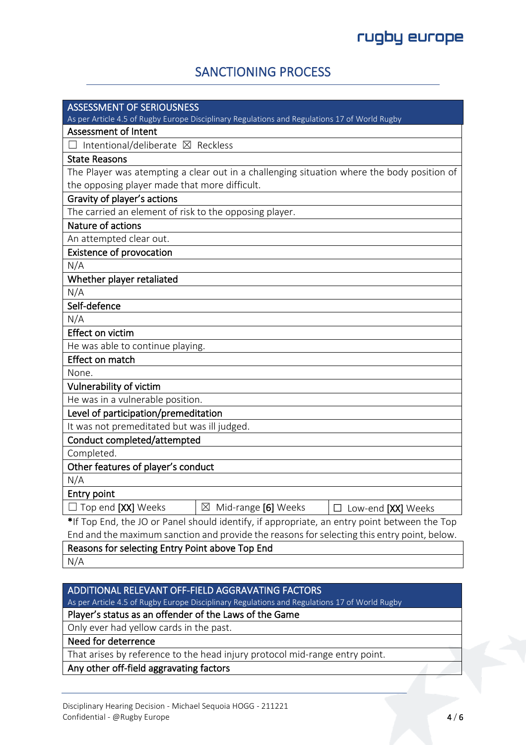## SANCTIONING PROCESS

| ASSESSMENT OF SERIOUSNESS<br>As per Article 4.5 of Rugby Europe Disciplinary Regulations and Regulations 17 of World Rugby | | |
|---|---|---|
| **Assessment of Intent** | | |
| ☐ Intentional/deliberate ☒ Reckless | | |
| **State Reasons** | | |
| The Player was atempting a clear out in a challenging situation where the body position of the opposing player made that more difficult. | | |
| **Gravity of player's actions** | | |
| The carried an element of risk to the opposing player. | | |
| **Nature of actions** | | |
| An attempted clear out. | | |
| **Existence of provocation** | | |
| N/A | | |
| **Whether player retaliated** | | |
| N/A | | |
| **Self-defence** | | |
| N/A | | |
| **Effect on victim** | | |
| He was able to continue playing. | | |
| **Effect on match** | | |
| None. | | |
| **Vulnerability of victim** | | |
| He was in a vulnerable position. | | |
| **Level of participation/premeditation** | | |
| It was not premeditated but was ill judged. | | |
| **Conduct completed/attempted** | | |
| Completed. | | |
| **Other features of player's conduct** | | |
| N/A | | |
| **Entry point** | | |
| ☐ Top end [XX] Weeks | ☒ Mid-range [6] Weeks | ☐ Low-end [XX] Weeks |

*If Top End, the JO or Panel should identify, if appropriate, an entry point between the Top End and the maximum sanction and provide the reasons for selecting this entry point, below.

| Reasons for selecting Entry Point above Top End |
|---|
| N/A |

| ADDITIONAL RELEVANT OFF-FIELD AGGRAVATING FACTORS<br>As per Article 4.5 of Rugby Europe Disciplinary Regulations and Regulations 17 of World Rugby |
|---|
| **Player's status as an offender of the Laws of the Game** |
| Only ever had yellow cards in the past. |
| **Need for deterrence** |
| That arises by reference to the head injury protocol mid-range entry point. |
| **Any other off-field aggravating factors** |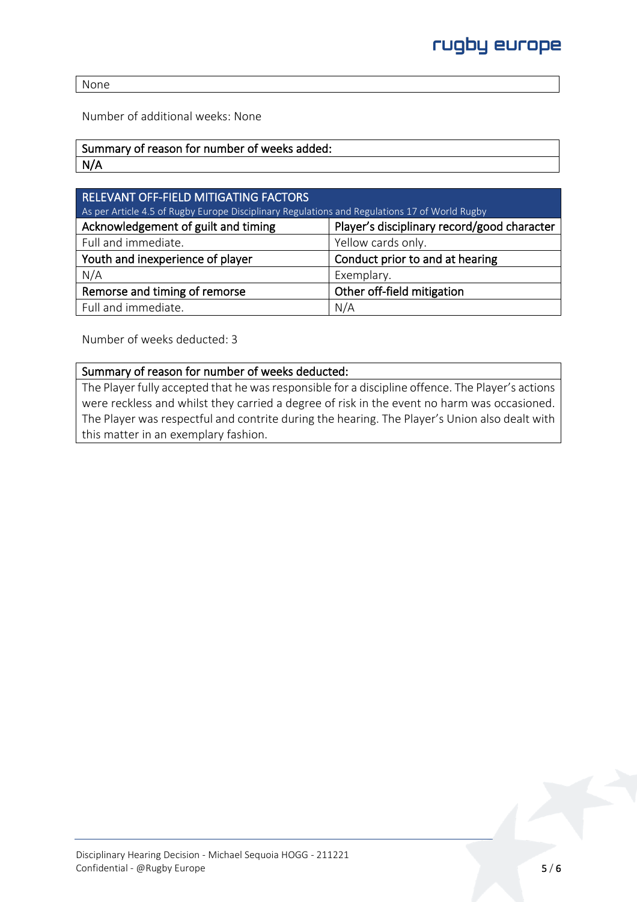| None |
|---|

Number of additional weeks: None

| Summary of reason for number of weeks added: |
|---|
| N/A |

| RELEVANT OFF-FIELD MITIGATING FACTORS<br>As per Article 4.5 of Rugby Europe Disciplinary Regulations and Regulations 17 of World Rugby | |
|---|---|
| **Acknowledgement of guilt and timing** | **Player's disciplinary record/good character** |
| Full and immediate. | Yellow cards only. |
| **Youth and inexperience of player** | **Conduct prior to and at hearing** |
| N/A | Exemplary. |
| **Remorse and timing of remorse** | **Other off-field mitigation** |
| Full and immediate. | N/A |

Number of weeks deducted: 3

| Summary of reason for number of weeks deducted: |
|---|
| The Player fully accepted that he was responsible for a discipline offence. The Player's actions were reckless and whilst they carried a degree of risk in the event no harm was occasioned. The Player was respectful and contrite during the hearing. The Player's Union also dealt with this matter in an exemplary fashion. |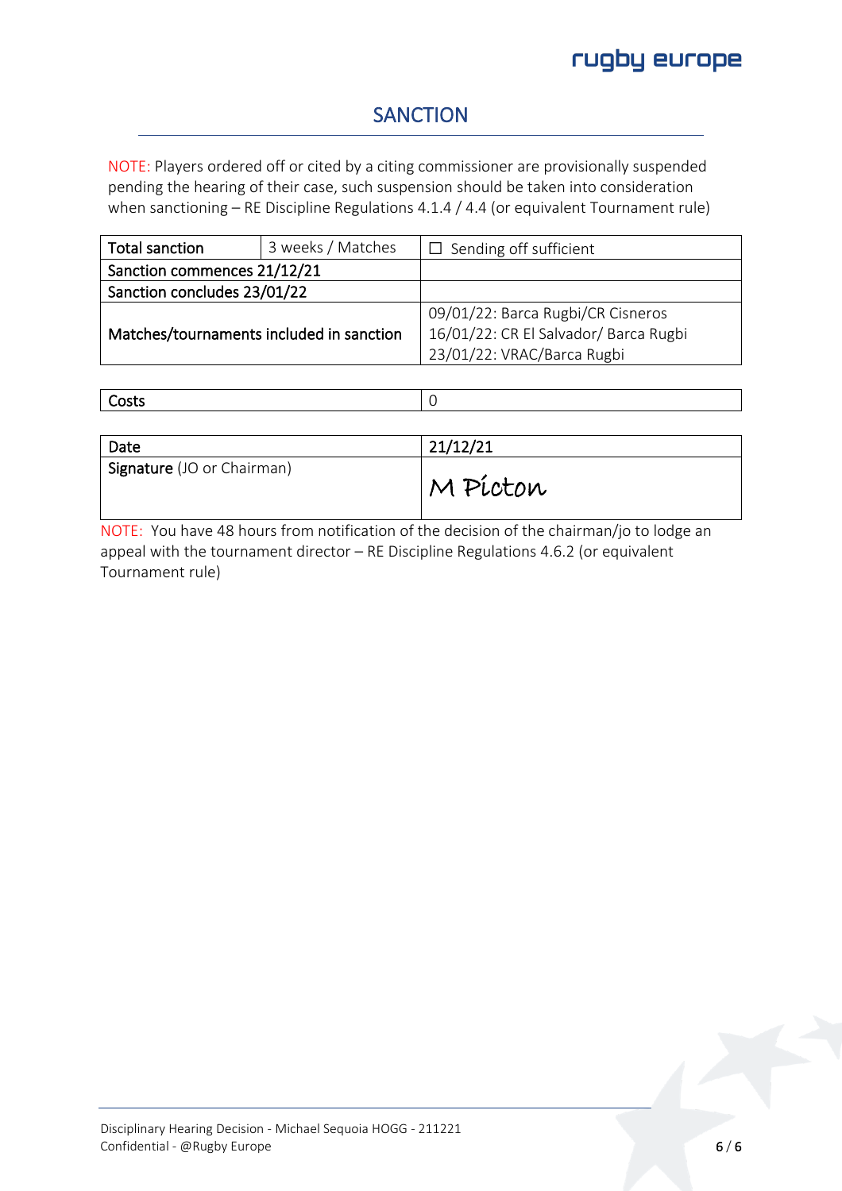## SANCTION

NOTE: Players ordered off or cited by a citing commissioner are provisionally suspended pending the hearing of their case, such suspension should be taken into consideration when sanctioning – RE Discipline Regulations 4.1.4 / 4.4 (or equivalent Tournament rule)

| | | |
|---|---|---|
| Total sanction | 3 weeks / Matches | ☐ Sending off sufficient |
| Sanction commences 21/12/21 | | |
| Sanction concludes 23/01/22 | | |
| Matches/tournaments included in sanction | | 09/01/22: Barca Rugbi/CR Cisneros<br>16/01/22: CR El Salvador/ Barca Rugbi<br>23/01/22: VRAC/Barca Rugbi |

| | |
|---|---|
| Costs | 0 |

| | |
|---|---|
| Date | 21/12/21 |
| **Signature** (JO or Chairman) | M Picton |

NOTE: You have 48 hours from notification of the decision of the chairman/jo to lodge an appeal with the tournament director – RE Discipline Regulations 4.6.2 (or equivalent Tournament rule)